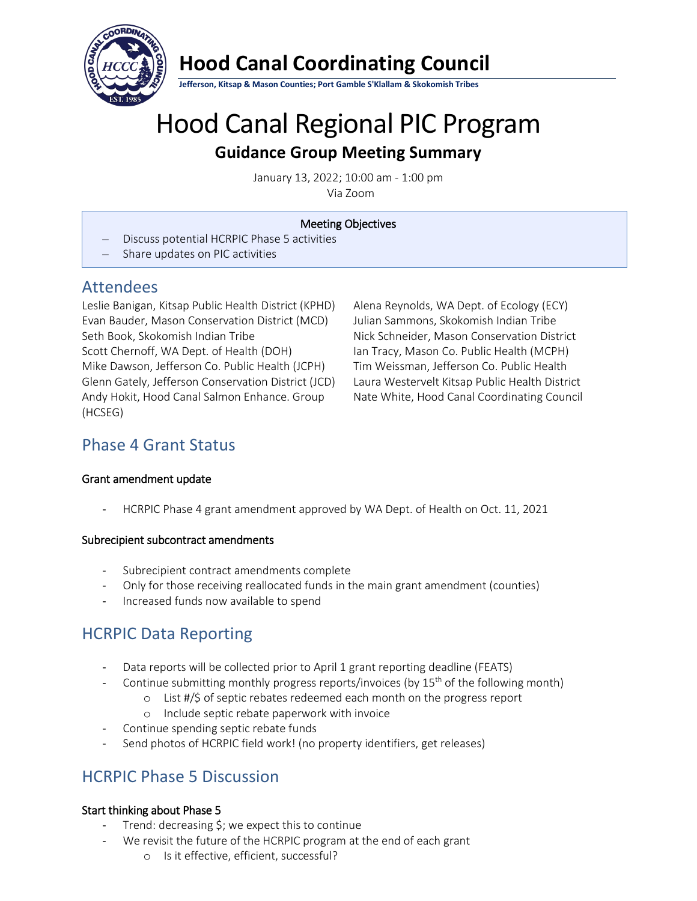# Hood Canal Coordinating Council

**Jefferson, Kitsap & Mason Counties; Port Gamble S'Klallam & Skokomish Tribes**

# Hood Canal Regional PIC Program

## Guidance Group Meeting Summary

January 13, 2022; 10:00 am - 1:00 pm
Via Zoom

**Meeting Objectives**

- Discuss potential HCRPIC Phase 5 activities
- Share updates on PIC activities

## Attendees

Leslie Banigan, Kitsap Public Health District (KPHD)
Evan Bauder, Mason Conservation District (MCD)
Seth Book, Skokomish Indian Tribe
Scott Chernoff, WA Dept. of Health (DOH)
Mike Dawson, Jefferson Co. Public Health (JCPH)
Glenn Gately, Jefferson Conservation District (JCD)
Andy Hokit, Hood Canal Salmon Enhance. Group (HCSEG)
Alena Reynolds, WA Dept. of Ecology (ECY)
Julian Sammons, Skokomish Indian Tribe
Nick Schneider, Mason Conservation District
Ian Tracy, Mason Co. Public Health (MCPH)
Tim Weissman, Jefferson Co. Public Health
Laura Westervelt Kitsap Public Health District
Nate White, Hood Canal Coordinating Council

## Phase 4 Grant Status

### Grant amendment update

- HCRPIC Phase 4 grant amendment approved by WA Dept. of Health on Oct. 11, 2021

### Subrecipient subcontract amendments

- Subrecipient contract amendments complete
- Only for those receiving reallocated funds in the main grant amendment (counties)
- Increased funds now available to spend

## HCRPIC Data Reporting

- Data reports will be collected prior to April 1 grant reporting deadline (FEATS)
- Continue submitting monthly progress reports/invoices (by 15th of the following month)
  - List #/$ of septic rebates redeemed each month on the progress report
  - Include septic rebate paperwork with invoice
- Continue spending septic rebate funds
- Send photos of HCRPIC field work! (no property identifiers, get releases)

## HCRPIC Phase 5 Discussion

### Start thinking about Phase 5

- Trend: decreasing $; we expect this to continue
- We revisit the future of the HCRPIC program at the end of each grant
  - Is it effective, efficient, successful?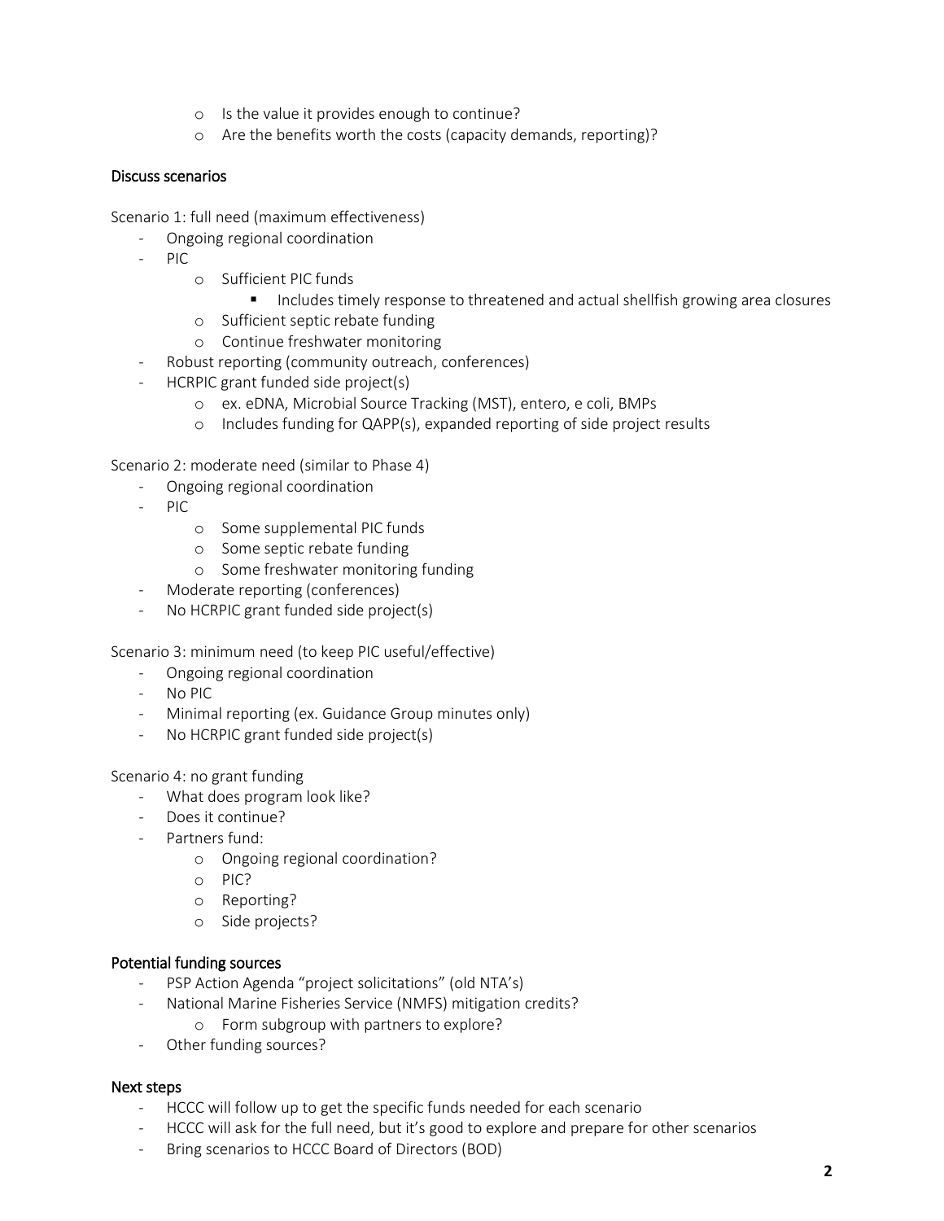- Is the value it provides enough to continue?
    - Are the benefits worth the costs (capacity demands, reporting)?

### Discuss scenarios

Scenario 1: full need (maximum effectiveness)

- Ongoing regional coordination
- PIC
    - Sufficient PIC funds
        - Includes timely response to threatened and actual shellfish growing area closures
    - Sufficient septic rebate funding
    - Continue freshwater monitoring
- Robust reporting (community outreach, conferences)
- HCRPIC grant funded side project(s)
    - ex. eDNA, Microbial Source Tracking (MST), entero, e coli, BMPs
    - Includes funding for QAPP(s), expanded reporting of side project results

Scenario 2: moderate need (similar to Phase 4)

- Ongoing regional coordination
- PIC
    - Some supplemental PIC funds
    - Some septic rebate funding
    - Some freshwater monitoring funding
- Moderate reporting (conferences)
- No HCRPIC grant funded side project(s)

Scenario 3: minimum need (to keep PIC useful/effective)

- Ongoing regional coordination
- No PIC
- Minimal reporting (ex. Guidance Group minutes only)
- No HCRPIC grant funded side project(s)

Scenario 4: no grant funding

- What does program look like?
- Does it continue?
- Partners fund:
    - Ongoing regional coordination?
    - PIC?
    - Reporting?
    - Side projects?

### Potential funding sources

- PSP Action Agenda "project solicitations" (old NTA's)
- National Marine Fisheries Service (NMFS) mitigation credits?
    - Form subgroup with partners to explore?
- Other funding sources?

### Next steps

- HCCC will follow up to get the specific funds needed for each scenario
- HCCC will ask for the full need, but it's good to explore and prepare for other scenarios
- Bring scenarios to HCCC Board of Directors (BOD)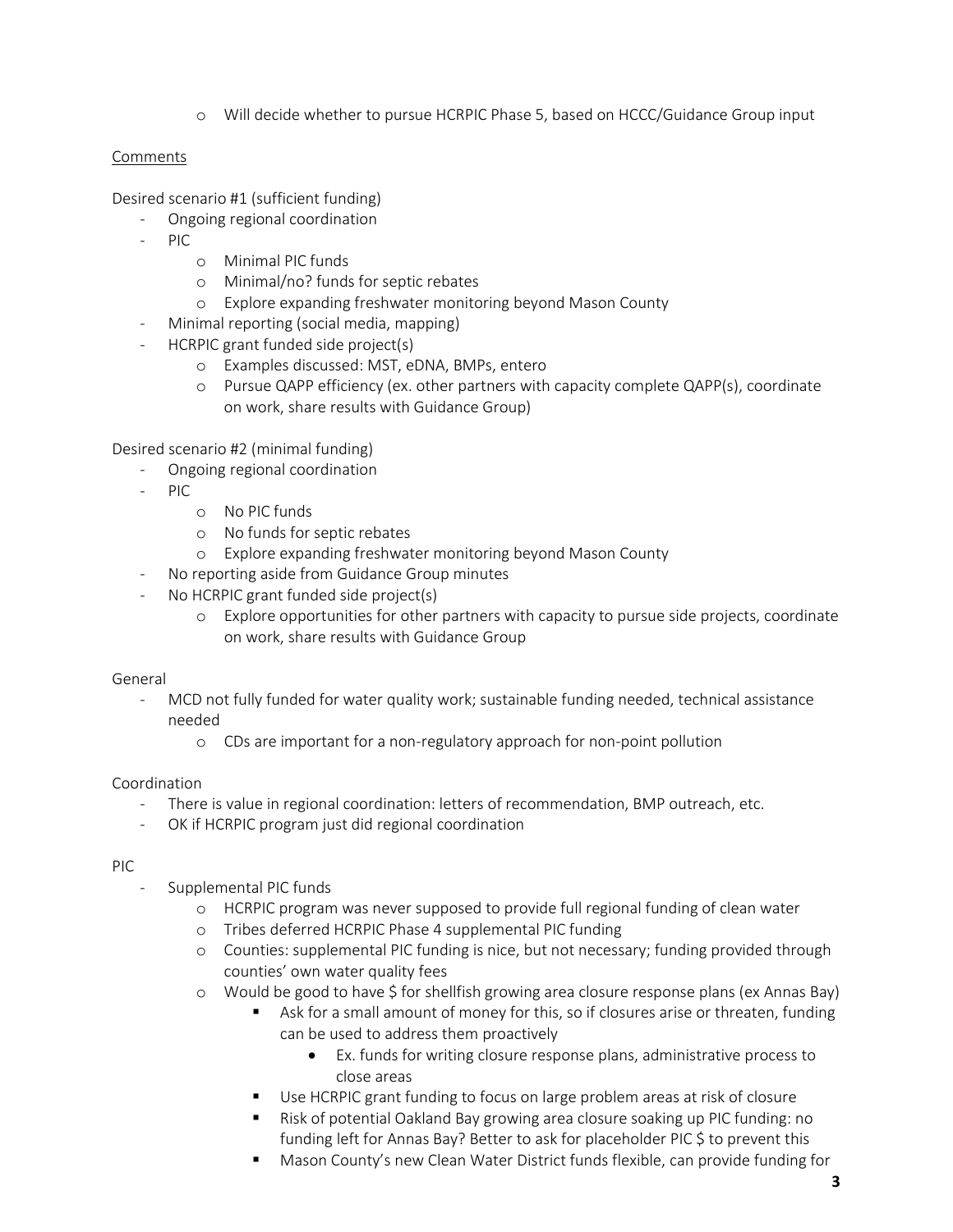- Will decide whether to pursue HCRPIC Phase 5, based on HCCC/Guidance Group input

Comments

Desired scenario #1 (sufficient funding)

- Ongoing regional coordination
- PIC
    - Minimal PIC funds
    - Minimal/no? funds for septic rebates
    - Explore expanding freshwater monitoring beyond Mason County
- Minimal reporting (social media, mapping)
- HCRPIC grant funded side project(s)
    - Examples discussed: MST, eDNA, BMPs, entero
    - Pursue QAPP efficiency (ex. other partners with capacity complete QAPP(s), coordinate on work, share results with Guidance Group)

Desired scenario #2 (minimal funding)

- Ongoing regional coordination
- PIC
    - No PIC funds
    - No funds for septic rebates
    - Explore expanding freshwater monitoring beyond Mason County
- No reporting aside from Guidance Group minutes
- No HCRPIC grant funded side project(s)
    - Explore opportunities for other partners with capacity to pursue side projects, coordinate on work, share results with Guidance Group

General

- MCD not fully funded for water quality work; sustainable funding needed, technical assistance needed
    - CDs are important for a non-regulatory approach for non-point pollution

Coordination

- There is value in regional coordination: letters of recommendation, BMP outreach, etc.
- OK if HCRPIC program just did regional coordination

PIC

- Supplemental PIC funds
    - HCRPIC program was never supposed to provide full regional funding of clean water
    - Tribes deferred HCRPIC Phase 4 supplemental PIC funding
    - Counties: supplemental PIC funding is nice, but not necessary; funding provided through counties' own water quality fees
    - Would be good to have $ for shellfish growing area closure response plans (ex Annas Bay)
        - Ask for a small amount of money for this, so if closures arise or threaten, funding can be used to address them proactively
            - Ex. funds for writing closure response plans, administrative process to close areas
        - Use HCRPIC grant funding to focus on large problem areas at risk of closure
        - Risk of potential Oakland Bay growing area closure soaking up PIC funding: no funding left for Annas Bay? Better to ask for placeholder PIC $ to prevent this
        - Mason County's new Clean Water District funds flexible, can provide funding for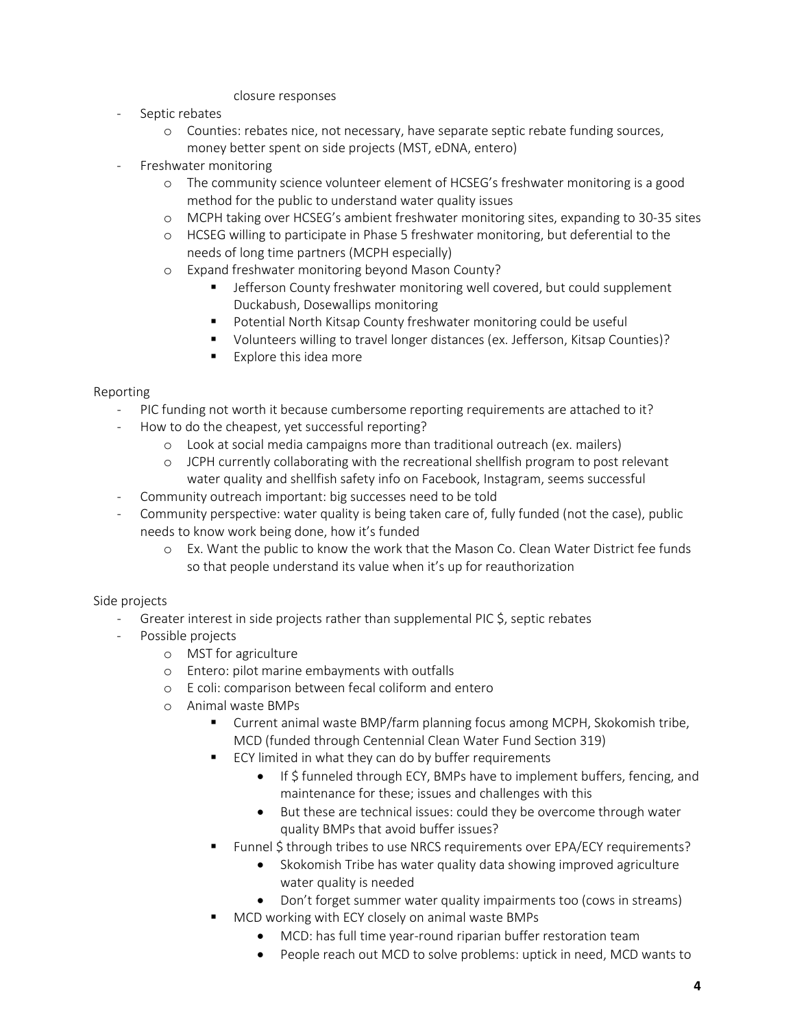closure responses

- Septic rebates
  - Counties: rebates nice, not necessary, have separate septic rebate funding sources, money better spent on side projects (MST, eDNA, entero)
- Freshwater monitoring
  - The community science volunteer element of HCSEG's freshwater monitoring is a good method for the public to understand water quality issues
  - MCPH taking over HCSEG's ambient freshwater monitoring sites, expanding to 30-35 sites
  - HCSEG willing to participate in Phase 5 freshwater monitoring, but deferential to the needs of long time partners (MCPH especially)
  - Expand freshwater monitoring beyond Mason County?
    - Jefferson County freshwater monitoring well covered, but could supplement Duckabush, Dosewallips monitoring
    - Potential North Kitsap County freshwater monitoring could be useful
    - Volunteers willing to travel longer distances (ex. Jefferson, Kitsap Counties)?
    - Explore this idea more

Reporting

- PIC funding not worth it because cumbersome reporting requirements are attached to it?
- How to do the cheapest, yet successful reporting?
  - Look at social media campaigns more than traditional outreach (ex. mailers)
  - JCPH currently collaborating with the recreational shellfish program to post relevant water quality and shellfish safety info on Facebook, Instagram, seems successful
- Community outreach important: big successes need to be told
- Community perspective: water quality is being taken care of, fully funded (not the case), public needs to know work being done, how it's funded
  - Ex. Want the public to know the work that the Mason Co. Clean Water District fee funds so that people understand its value when it's up for reauthorization

Side projects

- Greater interest in side projects rather than supplemental PIC $, septic rebates
- Possible projects
  - MST for agriculture
  - Entero: pilot marine embayments with outfalls
  - E coli: comparison between fecal coliform and entero
  - Animal waste BMPs
    - Current animal waste BMP/farm planning focus among MCPH, Skokomish tribe, MCD (funded through Centennial Clean Water Fund Section 319)
    - ECY limited in what they can do by buffer requirements
      - If $ funneled through ECY, BMPs have to implement buffers, fencing, and maintenance for these; issues and challenges with this
      - But these are technical issues: could they be overcome through water quality BMPs that avoid buffer issues?
    - Funnel $ through tribes to use NRCS requirements over EPA/ECY requirements?
      - Skokomish Tribe has water quality data showing improved agriculture water quality is needed
      - Don't forget summer water quality impairments too (cows in streams)
    - MCD working with ECY closely on animal waste BMPs
      - MCD: has full time year-round riparian buffer restoration team
      - People reach out MCD to solve problems: uptick in need, MCD wants to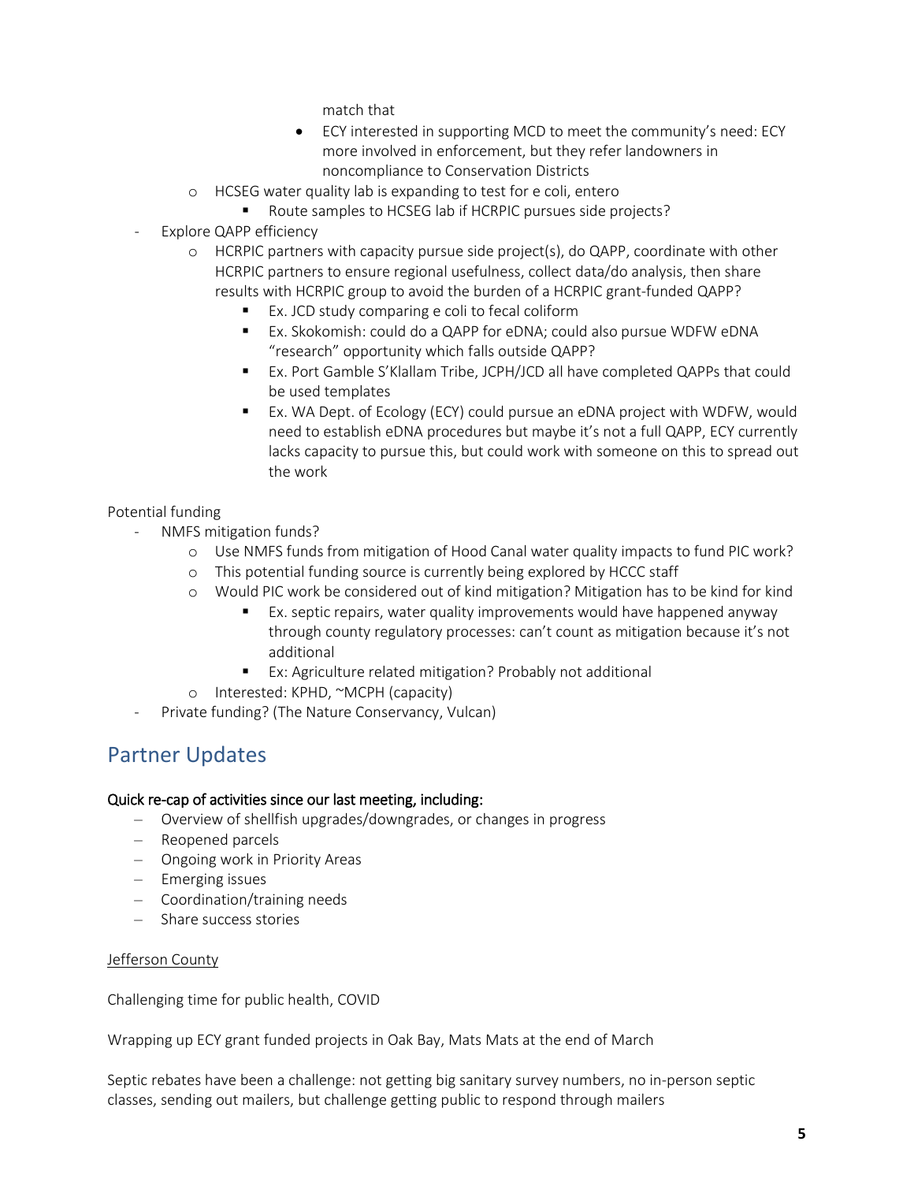- match that
    - ECY interested in supporting MCD to meet the community's need: ECY more involved in enforcement, but they refer landowners in noncompliance to Conservation Districts
  - HCSEG water quality lab is expanding to test for e coli, entero
    - Route samples to HCSEG lab if HCRPIC pursues side projects?
- Explore QAPP efficiency
  - HCRPIC partners with capacity pursue side project(s), do QAPP, coordinate with other HCRPIC partners to ensure regional usefulness, collect data/do analysis, then share results with HCRPIC group to avoid the burden of a HCRPIC grant-funded QAPP?
    - Ex. JCD study comparing e coli to fecal coliform
    - Ex. Skokomish: could do a QAPP for eDNA; could also pursue WDFW eDNA "research" opportunity which falls outside QAPP?
    - Ex. Port Gamble S'Klallam Tribe, JCPH/JCD all have completed QAPPs that could be used templates
    - Ex. WA Dept. of Ecology (ECY) could pursue an eDNA project with WDFW, would need to establish eDNA procedures but maybe it's not a full QAPP, ECY currently lacks capacity to pursue this, but could work with someone on this to spread out the work

Potential funding

- NMFS mitigation funds?
  - Use NMFS funds from mitigation of Hood Canal water quality impacts to fund PIC work?
  - This potential funding source is currently being explored by HCCC staff
  - Would PIC work be considered out of kind mitigation? Mitigation has to be kind for kind
    - Ex. septic repairs, water quality improvements would have happened anyway through county regulatory processes: can't count as mitigation because it's not additional
    - Ex: Agriculture related mitigation? Probably not additional
  - Interested: KPHD, ~MCPH (capacity)
- Private funding? (The Nature Conservancy, Vulcan)

## Partner Updates

**Quick re-cap of activities since our last meeting, including:**

- Overview of shellfish upgrades/downgrades, or changes in progress
- Reopened parcels
- Ongoing work in Priority Areas
- Emerging issues
- Coordination/training needs
- Share success stories

<u>Jefferson County</u>

Challenging time for public health, COVID

Wrapping up ECY grant funded projects in Oak Bay, Mats Mats at the end of March

Septic rebates have been a challenge: not getting big sanitary survey numbers, no in-person septic classes, sending out mailers, but challenge getting public to respond through mailers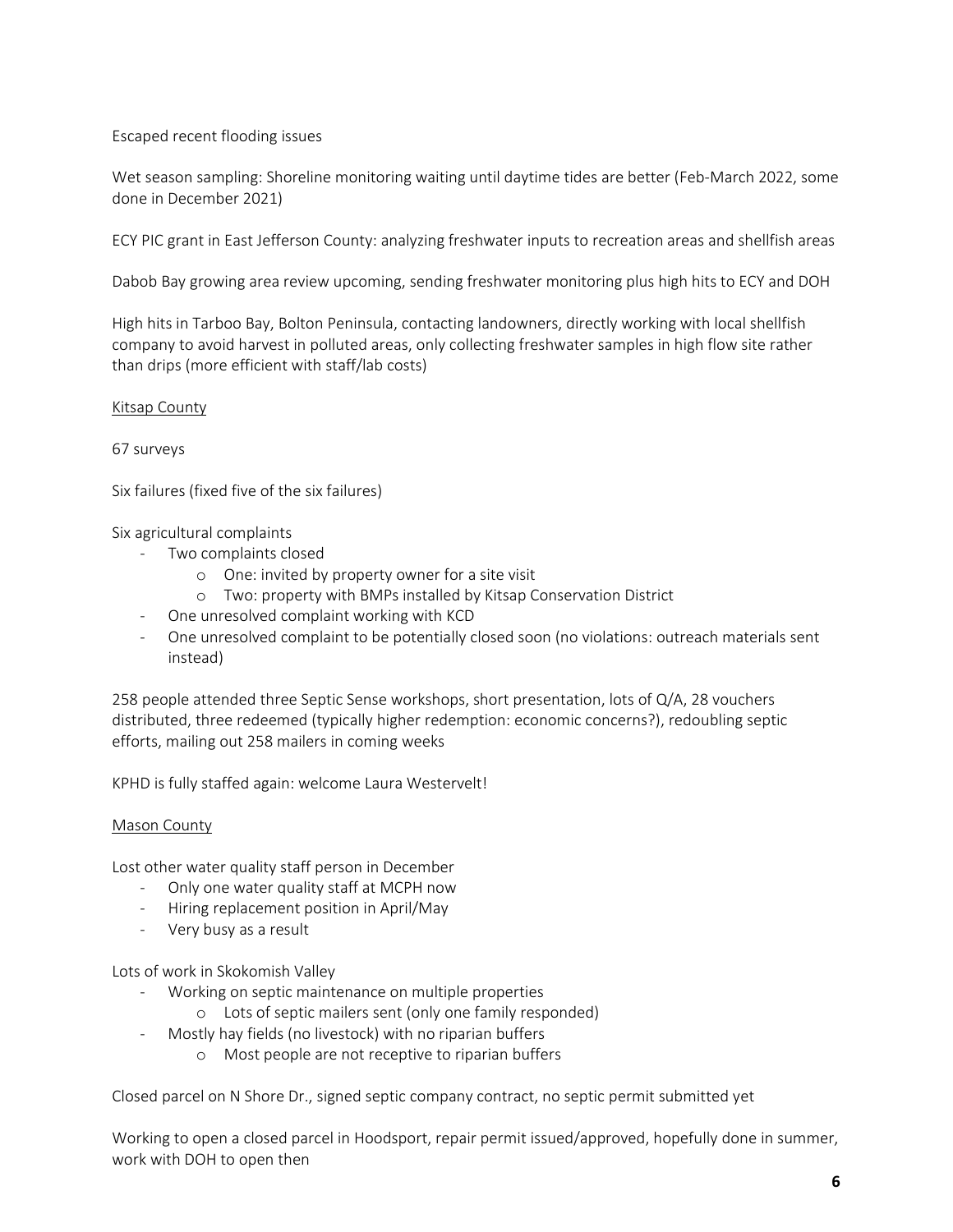Escaped recent flooding issues

Wet season sampling: Shoreline monitoring waiting until daytime tides are better (Feb-March 2022, some done in December 2021)

ECY PIC grant in East Jefferson County: analyzing freshwater inputs to recreation areas and shellfish areas

Dabob Bay growing area review upcoming, sending freshwater monitoring plus high hits to ECY and DOH

High hits in Tarboo Bay, Bolton Peninsula, contacting landowners, directly working with local shellfish company to avoid harvest in polluted areas, only collecting freshwater samples in high flow site rather than drips (more efficient with staff/lab costs)

<u>Kitsap County</u>

67 surveys

Six failures (fixed five of the six failures)

Six agricultural complaints

- Two complaints closed
    - One: invited by property owner for a site visit
    - Two: property with BMPs installed by Kitsap Conservation District
- One unresolved complaint working with KCD
- One unresolved complaint to be potentially closed soon (no violations: outreach materials sent instead)

258 people attended three Septic Sense workshops, short presentation, lots of Q/A, 28 vouchers distributed, three redeemed (typically higher redemption: economic concerns?), redoubling septic efforts, mailing out 258 mailers in coming weeks

KPHD is fully staffed again: welcome Laura Westervelt!

<u>Mason County</u>

Lost other water quality staff person in December

- Only one water quality staff at MCPH now
- Hiring replacement position in April/May
- Very busy as a result

Lots of work in Skokomish Valley

- Working on septic maintenance on multiple properties
    - Lots of septic mailers sent (only one family responded)
- Mostly hay fields (no livestock) with no riparian buffers
    - Most people are not receptive to riparian buffers

Closed parcel on N Shore Dr., signed septic company contract, no septic permit submitted yet

Working to open a closed parcel in Hoodsport, repair permit issued/approved, hopefully done in summer, work with DOH to open then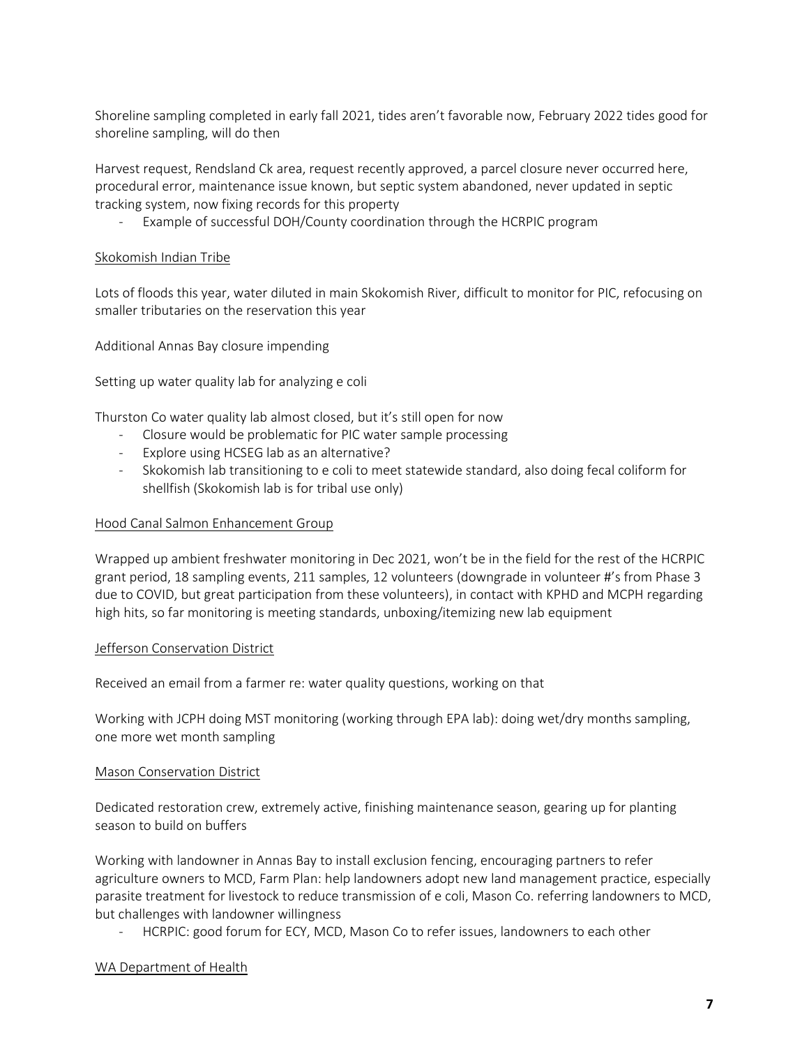Shoreline sampling completed in early fall 2021, tides aren't favorable now, February 2022 tides good for shoreline sampling, will do then

Harvest request, Rendsland Ck area, request recently approved, a parcel closure never occurred here, procedural error, maintenance issue known, but septic system abandoned, never updated in septic tracking system, now fixing records for this property

- Example of successful DOH/County coordination through the HCRPIC program

<u>Skokomish Indian Tribe</u>

Lots of floods this year, water diluted in main Skokomish River, difficult to monitor for PIC, refocusing on smaller tributaries on the reservation this year

Additional Annas Bay closure impending

Setting up water quality lab for analyzing e coli

Thurston Co water quality lab almost closed, but it's still open for now

- Closure would be problematic for PIC water sample processing
- Explore using HCSEG lab as an alternative?
- Skokomish lab transitioning to e coli to meet statewide standard, also doing fecal coliform for shellfish (Skokomish lab is for tribal use only)

<u>Hood Canal Salmon Enhancement Group</u>

Wrapped up ambient freshwater monitoring in Dec 2021, won't be in the field for the rest of the HCRPIC grant period, 18 sampling events, 211 samples, 12 volunteers (downgrade in volunteer #'s from Phase 3 due to COVID, but great participation from these volunteers), in contact with KPHD and MCPH regarding high hits, so far monitoring is meeting standards, unboxing/itemizing new lab equipment

<u>Jefferson Conservation District</u>

Received an email from a farmer re: water quality questions, working on that

Working with JCPH doing MST monitoring (working through EPA lab): doing wet/dry months sampling, one more wet month sampling

<u>Mason Conservation District</u>

Dedicated restoration crew, extremely active, finishing maintenance season, gearing up for planting season to build on buffers

Working with landowner in Annas Bay to install exclusion fencing, encouraging partners to refer agriculture owners to MCD, Farm Plan: help landowners adopt new land management practice, especially parasite treatment for livestock to reduce transmission of e coli, Mason Co. referring landowners to MCD, but challenges with landowner willingness

- HCRPIC: good forum for ECY, MCD, Mason Co to refer issues, landowners to each other

<u>WA Department of Health</u>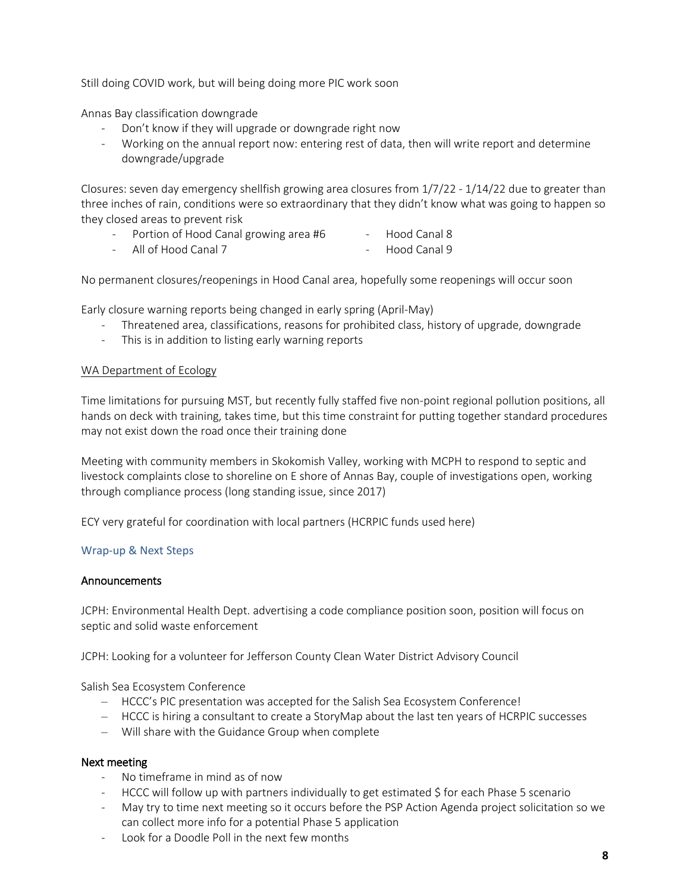Still doing COVID work, but will being doing more PIC work soon

Annas Bay classification downgrade

- Don't know if they will upgrade or downgrade right now
- Working on the annual report now: entering rest of data, then will write report and determine downgrade/upgrade

Closures: seven day emergency shellfish growing area closures from 1/7/22 - 1/14/22 due to greater than three inches of rain, conditions were so extraordinary that they didn't know what was going to happen so they closed areas to prevent risk

- Portion of Hood Canal growing area #6
- All of Hood Canal 7
- Hood Canal 8
- Hood Canal 9

No permanent closures/reopenings in Hood Canal area, hopefully some reopenings will occur soon

Early closure warning reports being changed in early spring (April-May)

- Threatened area, classifications, reasons for prohibited class, history of upgrade, downgrade
- This is in addition to listing early warning reports

WA Department of Ecology

Time limitations for pursuing MST, but recently fully staffed five non-point regional pollution positions, all hands on deck with training, takes time, but this time constraint for putting together standard procedures may not exist down the road once their training done

Meeting with community members in Skokomish Valley, working with MCPH to respond to septic and livestock complaints close to shoreline on E shore of Annas Bay, couple of investigations open, working through compliance process (long standing issue, since 2017)

ECY very grateful for coordination with local partners (HCRPIC funds used here)

## Wrap-up & Next Steps

### Announcements

JCPH: Environmental Health Dept. advertising a code compliance position soon, position will focus on septic and solid waste enforcement

JCPH: Looking for a volunteer for Jefferson County Clean Water District Advisory Council

Salish Sea Ecosystem Conference

- HCCC's PIC presentation was accepted for the Salish Sea Ecosystem Conference!
- HCCC is hiring a consultant to create a StoryMap about the last ten years of HCRPIC successes
- Will share with the Guidance Group when complete

### Next meeting

- No timeframe in mind as of now
- HCCC will follow up with partners individually to get estimated $ for each Phase 5 scenario
- May try to time next meeting so it occurs before the PSP Action Agenda project solicitation so we can collect more info for a potential Phase 5 application
- Look for a Doodle Poll in the next few months